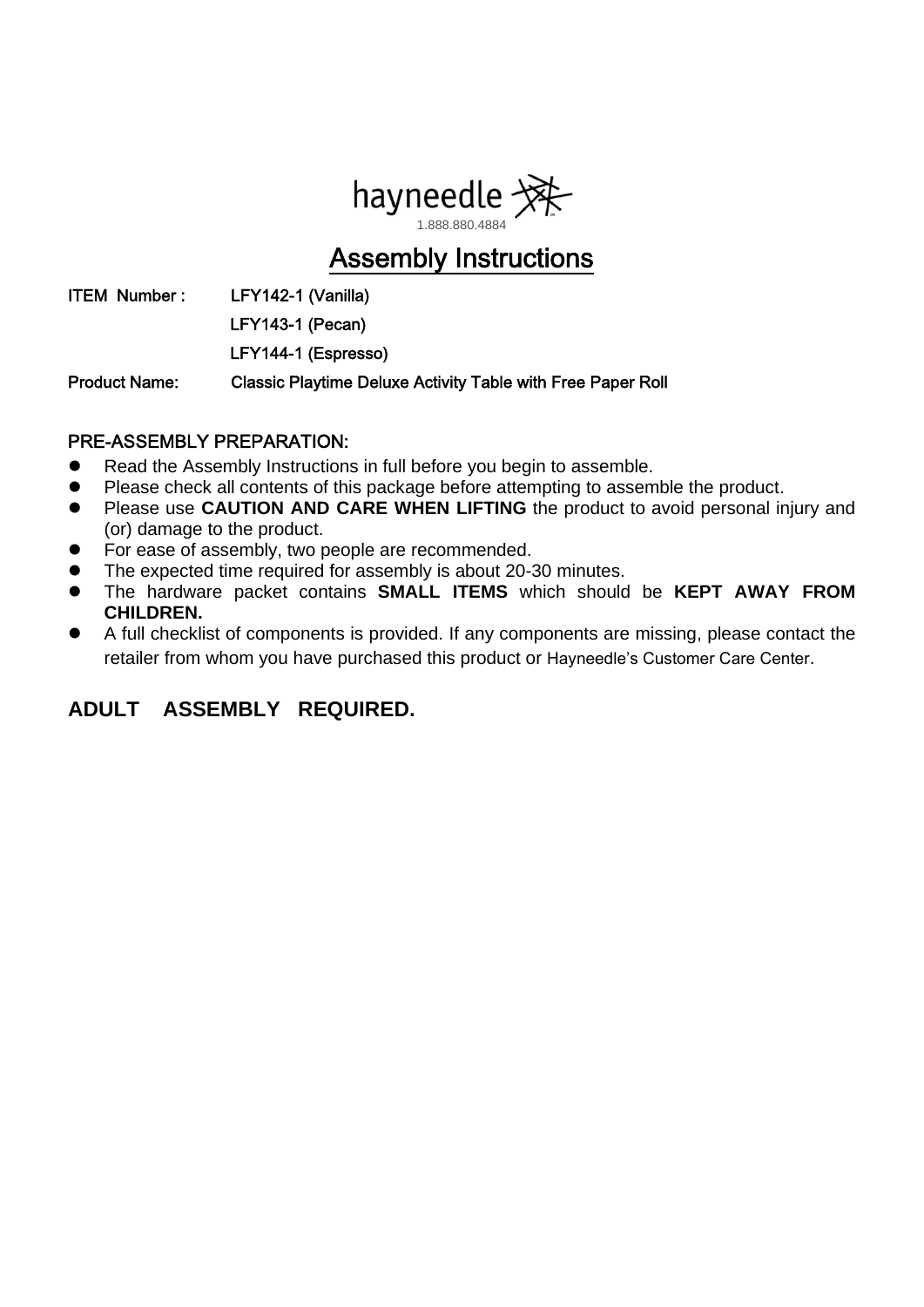hayneedle

1.888.880.4884

# Assembly Instructions

**ITEM Number :** LFY142-1 (Vanilla)
LFY143-1 (Pecan)
LFY144-1 (Espresso)

**Product Name:** Classic Playtime Deluxe Activity Table with Free Paper Roll

## PRE-ASSEMBLY PREPARATION:

- Read the Assembly Instructions in full before you begin to assemble.
- Please check all contents of this package before attempting to assemble the product.
- Please use **CAUTION AND CARE WHEN LIFTING** the product to avoid personal injury and (or) damage to the product.
- For ease of assembly, two people are recommended.
- The expected time required for assembly is about 20-30 minutes.
- The hardware packet contains **SMALL ITEMS** which should be **KEPT AWAY FROM CHILDREN.**
- A full checklist of components is provided. If any components are missing, please contact the retailer from whom you have purchased this product or Hayneedle's Customer Care Center.

**ADULT ASSEMBLY REQUIRED.**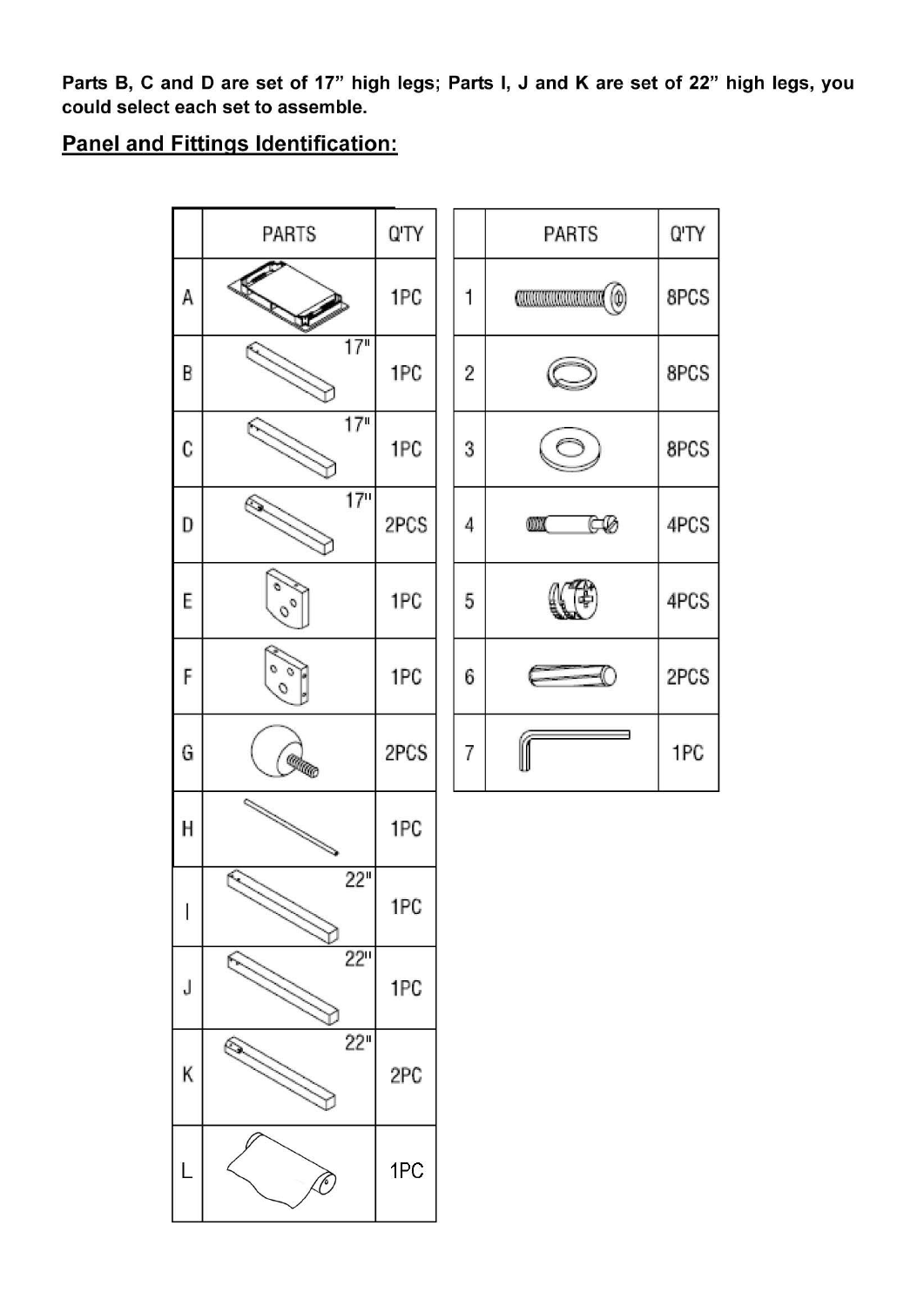**Parts B, C and D are set of 17" high legs; Parts I, J and K are set of 22" high legs, you could select each set to assemble.**

## Panel and Fittings Identification:

| | PARTS | Q'TY |
|---|---|---|
| A | | 1PC |
| B | 17" | 1PC |
| C | 17" | 1PC |
| D | 17" | 2PCS |
| E | | 1PC |
| F | | 1PC |
| G | | 2PCS |
| H | | 1PC |
| I | 22" | 1PC |
| J | 22" | 1PC |
| K | 22" | 2PC |
| L | | 1PC |

| | PARTS | Q'TY |
|---|---|---|
| 1 | | 8PCS |
| 2 | | 8PCS |
| 3 | | 8PCS |
| 4 | | 4PCS |
| 5 | | 4PCS |
| 6 | | 2PCS |
| 7 | | 1PC |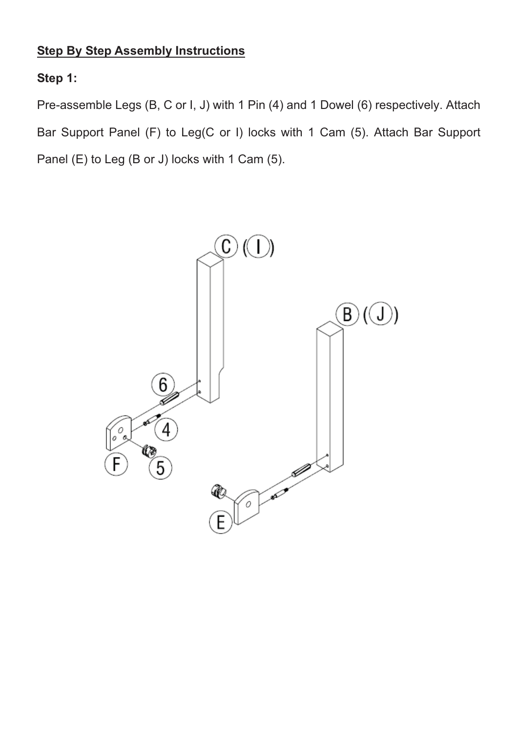**<u>Step By Step Assembly Instructions</u>**

**Step 1:**

Pre-assemble Legs (B, C or I, J) with 1 Pin (4) and 1 Dowel (6) respectively. Attach Bar Support Panel (F) to Leg(C or I) locks with 1 Cam (5). Attach Bar Support Panel (E) to Leg (B or J) locks with 1 Cam (5).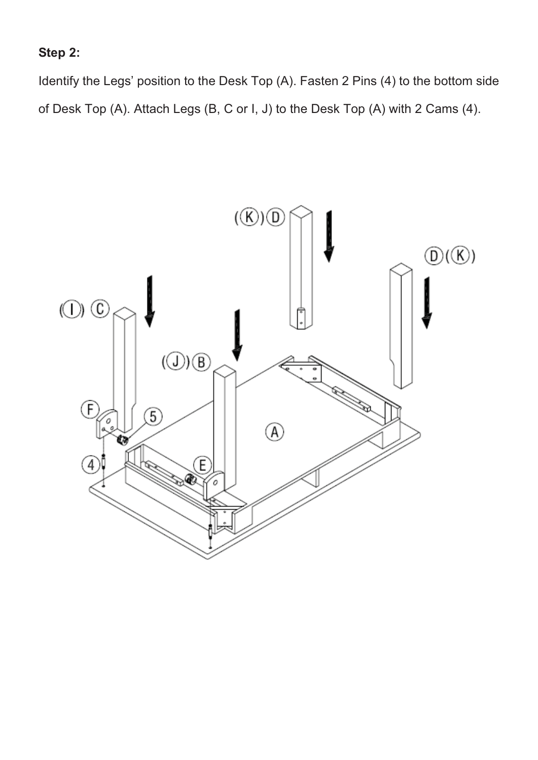**Step 2:**

Identify the Legs' position to the Desk Top (A). Fasten 2 Pins (4) to the bottom side of Desk Top (A). Attach Legs (B, C or I, J) to the Desk Top (A) with 2 Cams (4).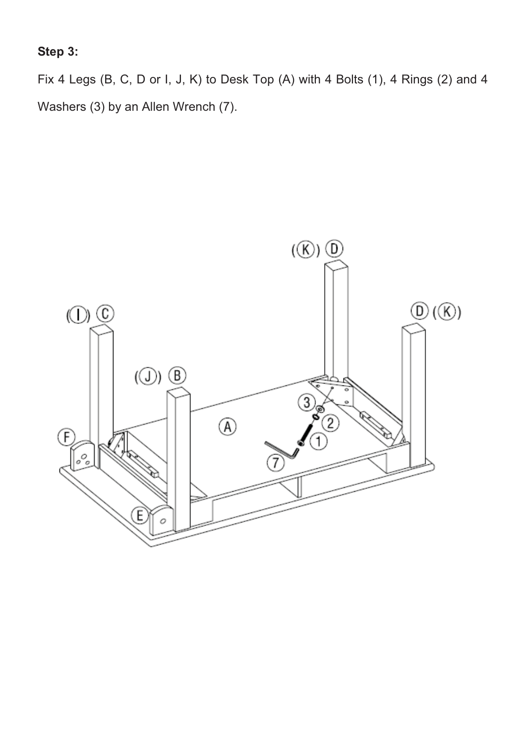**Step 3:**

Fix 4 Legs (B, C, D or I, J, K) to Desk Top (A) with 4 Bolts (1), 4 Rings (2) and 4 Washers (3) by an Allen Wrench (7).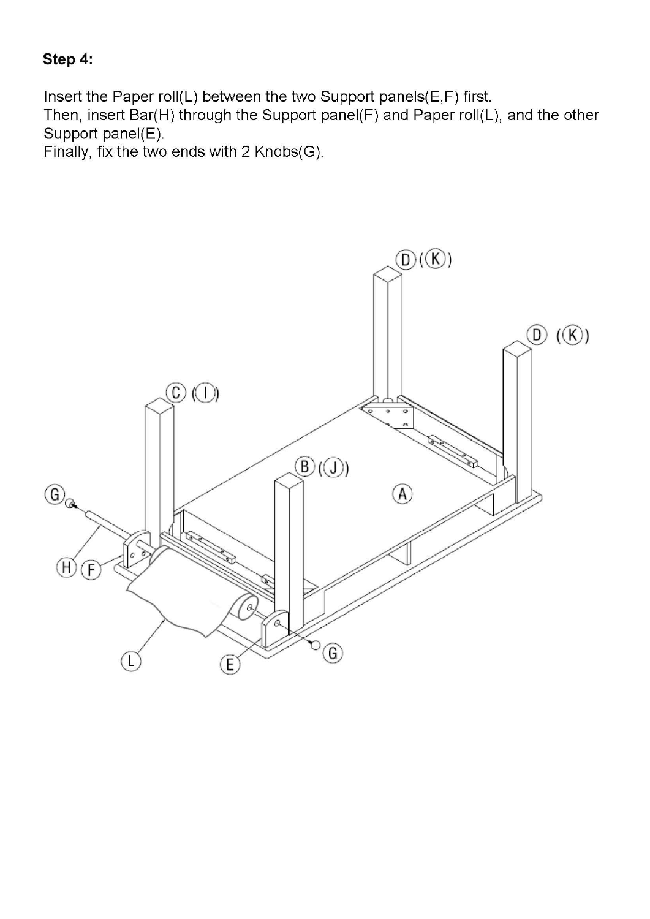**Step 4:**

Insert the Paper roll(L) between the two Support panels(E,F) first.
Then, insert Bar(H) through the Support panel(F) and Paper roll(L), and the other Support panel(E).
Finally, fix the two ends with 2 Knobs(G).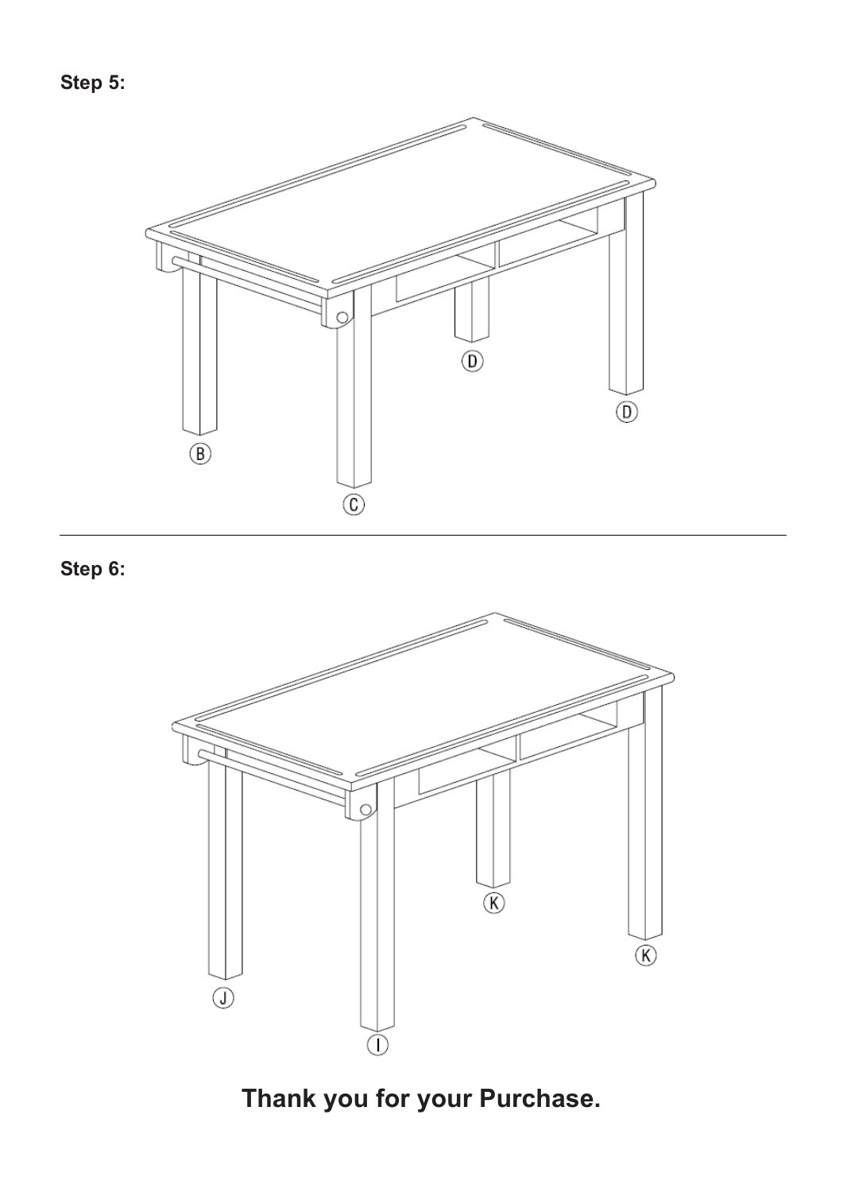**Step 5:**

B

C

D

D

**Step 6:**

J

I

K

K

# Thank you for your Purchase.